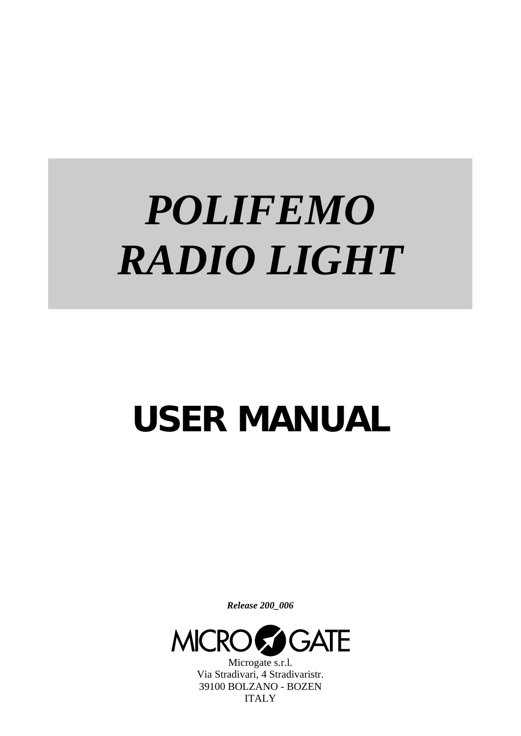# *POLIFEMO RADIO LIGHT*

# USER MANUAL

***Release 200_006***

MICRO GATE

Microgate s.r.l.
Via Stradivari, 4 Stradivaristr.
39100 BOLZANO - BOZEN
ITALY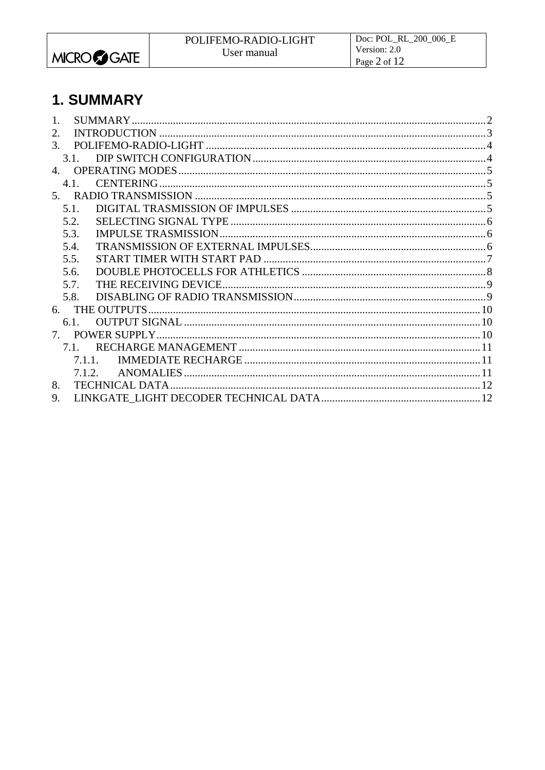# 1. SUMMARY

1. SUMMARY ........................................ 2
2. INTRODUCTION ........................................ 3
3. POLIFEMO-RADIO-LIGHT ........................................ 4
   3.1. DIP SWITCH CONFIGURATION ........................................ 4
4. OPERATING MODES ........................................ 5
   4.1. CENTERING ........................................ 5
5. RADIO TRANSMISSION ........................................ 5
   5.1. DIGITAL TRASMISSION OF IMPULSES ........................................ 5
   5.2. SELECTING SIGNAL TYPE ........................................ 6
   5.3. IMPULSE TRASMISSION ........................................ 6
   5.4. TRANSMISSION OF EXTERNAL IMPULSES ........................................ 6
   5.5. START TIMER WITH START PAD ........................................ 7
   5.6. DOUBLE PHOTOCELLS FOR ATHLETICS ........................................ 8
   5.7. THE RECEIVING DEVICE ........................................ 9
   5.8. DISABLING OF RADIO TRANSMISSION ........................................ 9
6. THE OUTPUTS ........................................ 10
   6.1. OUTPUT SIGNAL ........................................ 10
7. POWER SUPPLY ........................................ 10
   7.1. RECHARGE MANAGEMENT ........................................ 11
      7.1.1. IMMEDIATE RECHARGE ........................................ 11
      7.1.2. ANOMALIES ........................................ 11
8. TECHNICAL DATA ........................................ 12
9. LINKGATE_LIGHT DECODER TECHNICAL DATA ........................................ 12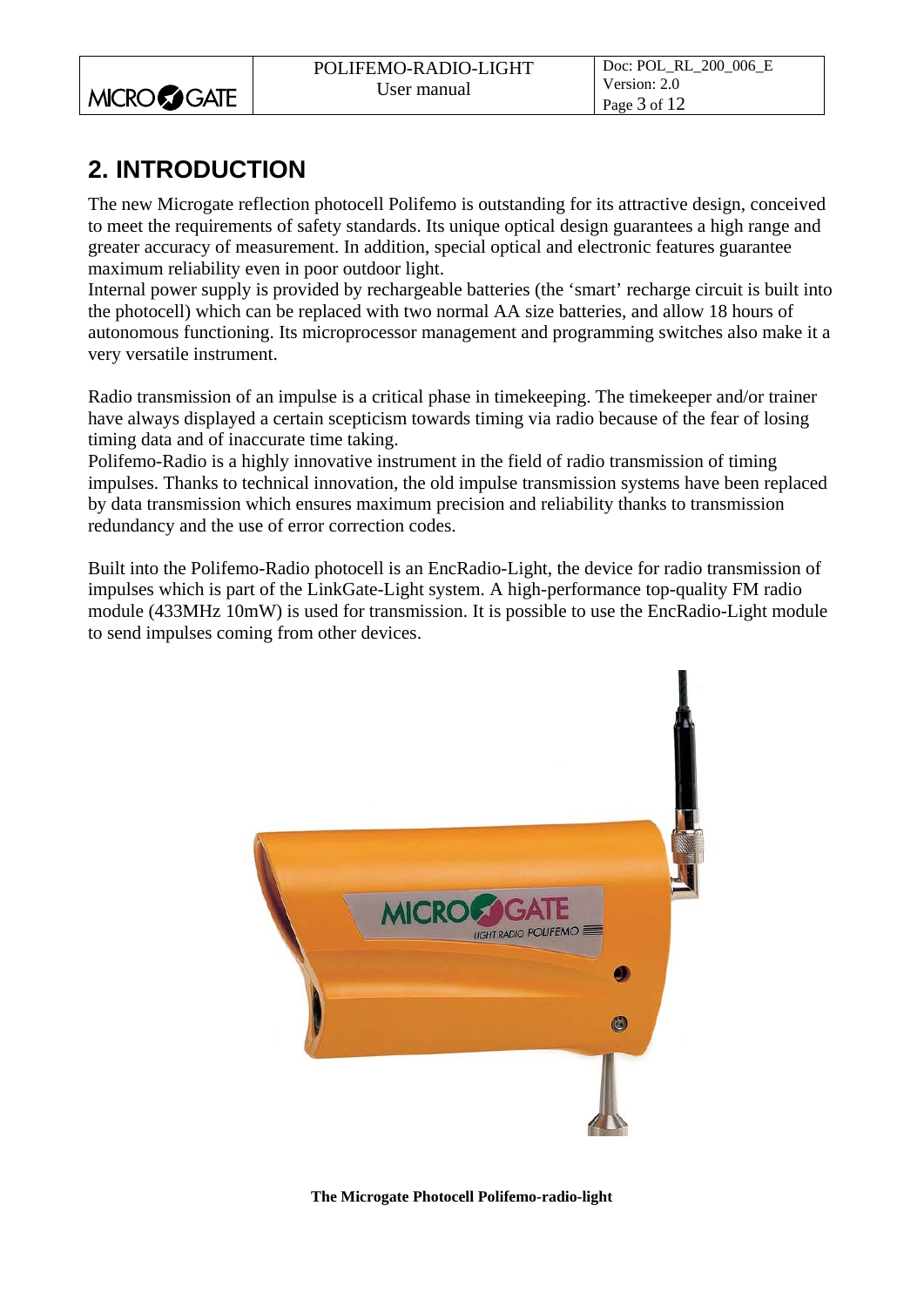## 2. INTRODUCTION

The new Microgate reflection photocell Polifemo is outstanding for its attractive design, conceived to meet the requirements of safety standards. Its unique optical design guarantees a high range and greater accuracy of measurement. In addition, special optical and electronic features guarantee maximum reliability even in poor outdoor light.
Internal power supply is provided by rechargeable batteries (the 'smart' recharge circuit is built into the photocell) which can be replaced with two normal AA size batteries, and allow 18 hours of autonomous functioning. Its microprocessor management and programming switches also make it a very versatile instrument.

Radio transmission of an impulse is a critical phase in timekeeping. The timekeeper and/or trainer have always displayed a certain scepticism towards timing via radio because of the fear of losing timing data and of inaccurate time taking.
Polifemo-Radio is a highly innovative instrument in the field of radio transmission of timing impulses. Thanks to technical innovation, the old impulse transmission systems have been replaced by data transmission which ensures maximum precision and reliability thanks to transmission redundancy and the use of error correction codes.

Built into the Polifemo-Radio photocell is an EncRadio-Light, the device for radio transmission of impulses which is part of the LinkGate-Light system. A high-performance top-quality FM radio module (433MHz 10mW) is used for transmission. It is possible to use the EncRadio-Light module to send impulses coming from other devices.

**The Microgate Photocell Polifemo-radio-light**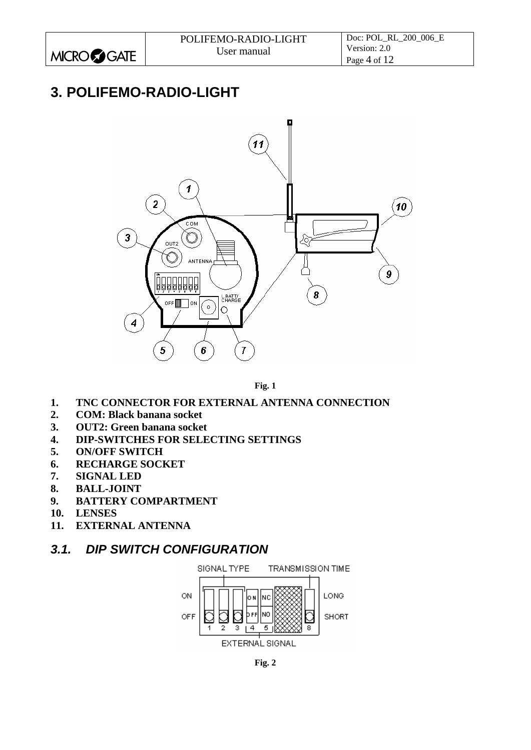# 3. POLIFEMO-RADIO-LIGHT

Fig. 1

1. **TNC CONNECTOR FOR EXTERNAL ANTENNA CONNECTION**
2. **COM: Black banana socket**
3. **OUT2: Green banana socket**
4. **DIP-SWITCHES FOR SELECTING SETTINGS**
5. **ON/OFF SWITCH**
6. **RECHARGE SOCKET**
7. **SIGNAL LED**
8. **BALL-JOINT**
9. **BATTERY COMPARTMENT**
10. **LENSES**
11. **EXTERNAL ANTENNA**

## *3.1. DIP SWITCH CONFIGURATION*

Fig. 2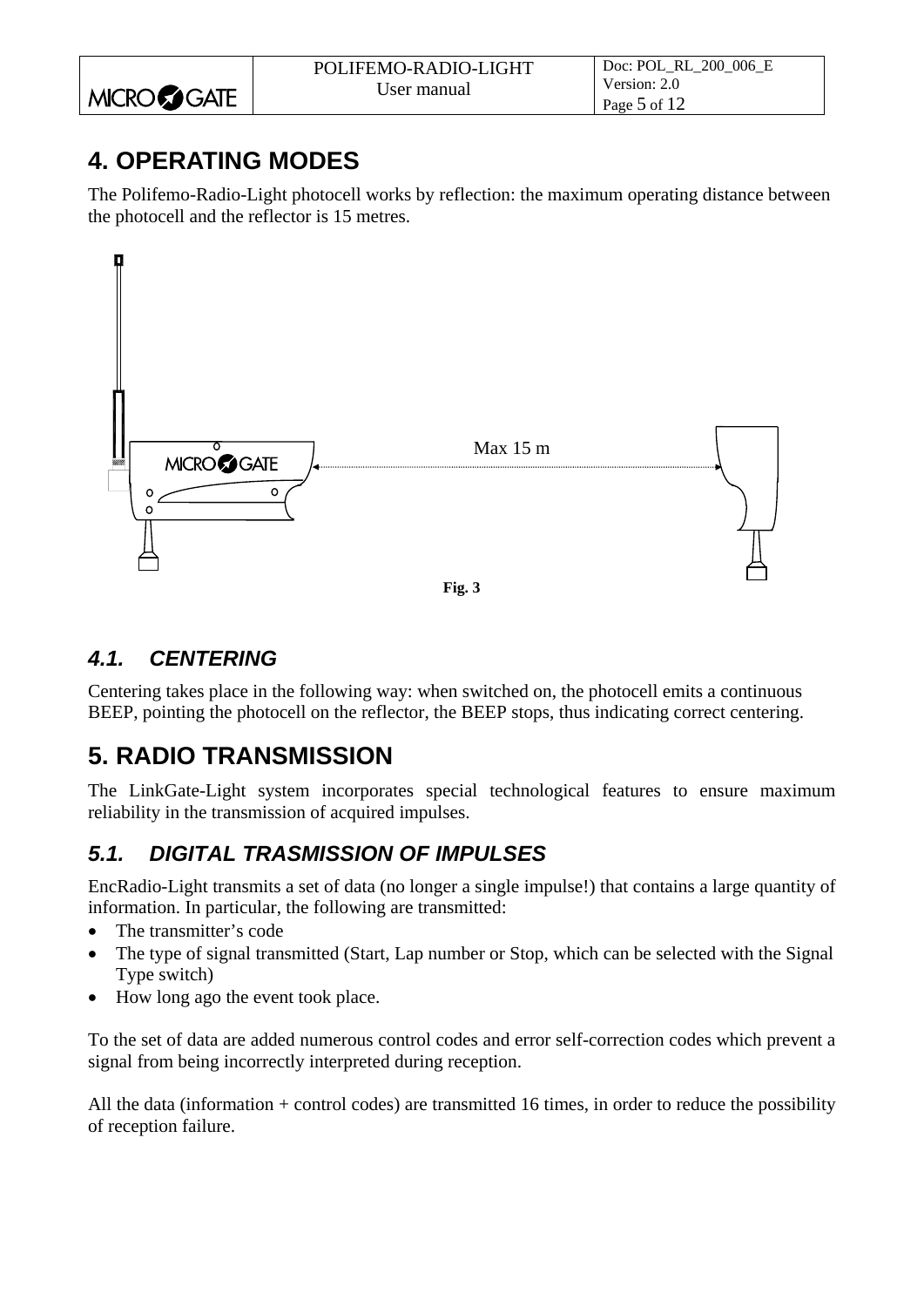# 4. OPERATING MODES

The Polifemo-Radio-Light photocell works by reflection: the maximum operating distance between the photocell and the reflector is 15 metres.

Max 15 m

**Fig. 3**

## *4.1. CENTERING*

Centering takes place in the following way: when switched on, the photocell emits a continuous BEEP, pointing the photocell on the reflector, the BEEP stops, thus indicating correct centering.

# 5. RADIO TRANSMISSION

The LinkGate-Light system incorporates special technological features to ensure maximum reliability in the transmission of acquired impulses.

## *5.1. DIGITAL TRASMISSION OF IMPULSES*

EncRadio-Light transmits a set of data (no longer a single impulse!) that contains a large quantity of information. In particular, the following are transmitted:

- The transmitter's code
- The type of signal transmitted (Start, Lap number or Stop, which can be selected with the Signal Type switch)
- How long ago the event took place.

To the set of data are added numerous control codes and error self-correction codes which prevent a signal from being incorrectly interpreted during reception.

All the data (information + control codes) are transmitted 16 times, in order to reduce the possibility of reception failure.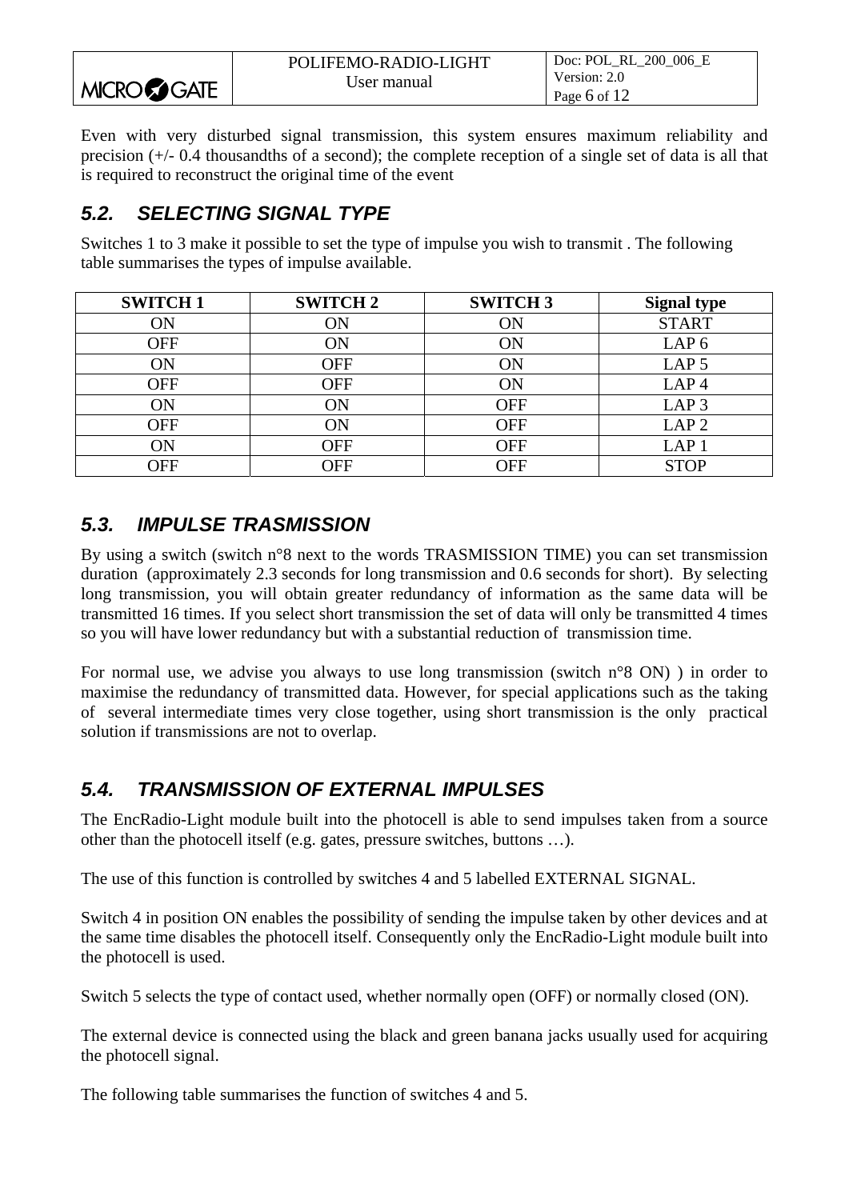Even with very disturbed signal transmission, this system ensures maximum reliability and precision (+/- 0.4 thousandths of a second); the complete reception of a single set of data is all that is required to reconstruct the original time of the event

## 5.2. SELECTING SIGNAL TYPE

Switches 1 to 3 make it possible to set the type of impulse you wish to transmit . The following table summarises the types of impulse available.

| SWITCH 1 | SWITCH 2 | SWITCH 3 | Signal type |
|---|---|---|---|
| ON | ON | ON | START |
| OFF | ON | ON | LAP 6 |
| ON | OFF | ON | LAP 5 |
| OFF | OFF | ON | LAP 4 |
| ON | ON | OFF | LAP 3 |
| OFF | ON | OFF | LAP 2 |
| ON | OFF | OFF | LAP 1 |
| OFF | OFF | OFF | STOP |

## 5.3. IMPULSE TRASMISSION

By using a switch (switch n°8 next to the words TRASMISSION TIME) you can set transmission duration (approximately 2.3 seconds for long transmission and 0.6 seconds for short). By selecting long transmission, you will obtain greater redundancy of information as the same data will be transmitted 16 times. If you select short transmission the set of data will only be transmitted 4 times so you will have lower redundancy but with a substantial reduction of transmission time.

For normal use, we advise you always to use long transmission (switch n°8 ON) ) in order to maximise the redundancy of transmitted data. However, for special applications such as the taking of several intermediate times very close together, using short transmission is the only practical solution if transmissions are not to overlap.

## 5.4. TRANSMISSION OF EXTERNAL IMPULSES

The EncRadio-Light module built into the photocell is able to send impulses taken from a source other than the photocell itself (e.g. gates, pressure switches, buttons …).

The use of this function is controlled by switches 4 and 5 labelled EXTERNAL SIGNAL.

Switch 4 in position ON enables the possibility of sending the impulse taken by other devices and at the same time disables the photocell itself. Consequently only the EncRadio-Light module built into the photocell is used.

Switch 5 selects the type of contact used, whether normally open (OFF) or normally closed (ON).

The external device is connected using the black and green banana jacks usually used for acquiring the photocell signal.

The following table summarises the function of switches 4 and 5.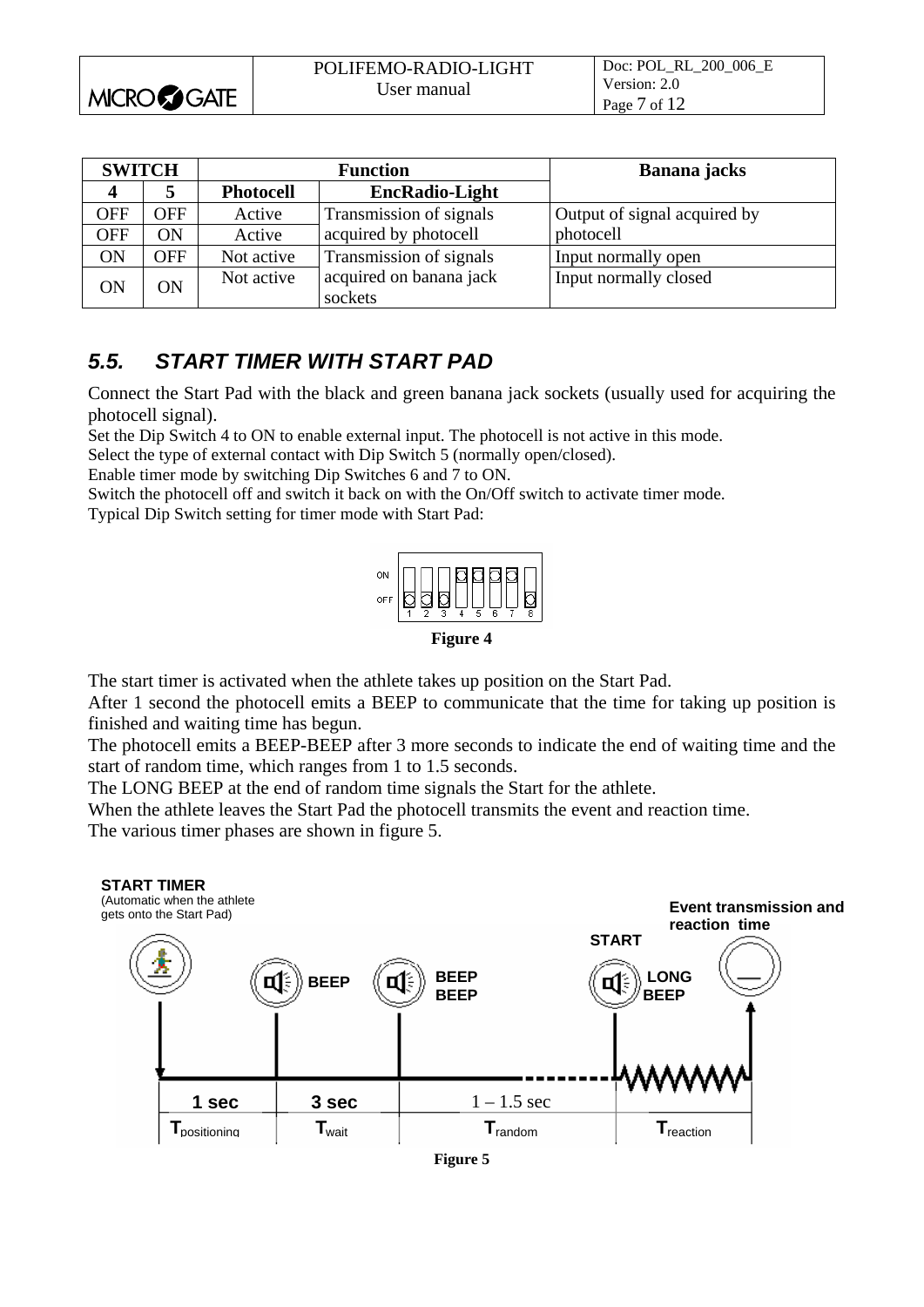| SWITCH | | Function | | Banana jacks |
|---|---|---|---|---|
| **4** | **5** | **Photocell** | **EncRadio-Light** | |
| OFF | OFF | Active | Transmission of signals acquired by photocell | Output of signal acquired by photocell |
| OFF | ON | Active | | |
| ON | OFF | Not active | Transmission of signals acquired on banana jack sockets | Input normally open |
| ON | ON | Not active | | Input normally closed |

## 5.5. START TIMER WITH START PAD

Connect the Start Pad with the black and green banana jack sockets (usually used for acquiring the photocell signal).

Set the Dip Switch 4 to ON to enable external input. The photocell is not active in this mode.
Select the type of external contact with Dip Switch 5 (normally open/closed).
Enable timer mode by switching Dip Switches 6 and 7 to ON.
Switch the photocell off and switch it back on with the On/Off switch to activate timer mode.
Typical Dip Switch setting for timer mode with Start Pad:

**Figure 4**

The start timer is activated when the athlete takes up position on the Start Pad.
After 1 second the photocell emits a BEEP to communicate that the time for taking up position is finished and waiting time has begun.
The photocell emits a BEEP-BEEP after 3 more seconds to indicate the end of waiting time and the start of random time, which ranges from 1 to 1.5 seconds.
The LONG BEEP at the end of random time signals the Start for the athlete.
When the athlete leaves the Start Pad the photocell transmits the event and reaction time.
The various timer phases are shown in figure 5.

**Figure 5**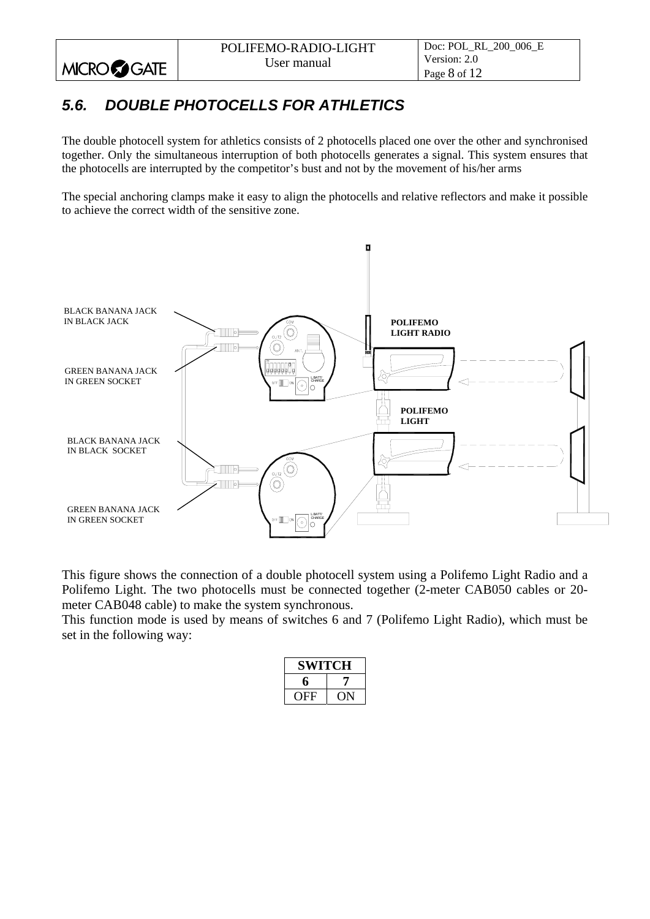## 5.6. DOUBLE PHOTOCELLS FOR ATHLETICS

The double photocell system for athletics consists of 2 photocells placed one over the other and synchronised together. Only the simultaneous interruption of both photocells generates a signal. This system ensures that the photocells are interrupted by the competitor's bust and not by the movement of his/her arms

The special anchoring clamps make it easy to align the photocells and relative reflectors and make it possible to achieve the correct width of the sensitive zone.

BLACK BANANA JACK IN BLACK JACK

GREEN BANANA JACK IN GREEN SOCKET

BLACK BANANA JACK IN BLACK SOCKET

GREEN BANANA JACK IN GREEN SOCKET

POLIFEMO LIGHT RADIO

POLIFEMO LIGHT

This figure shows the connection of a double photocell system using a Polifemo Light Radio and a Polifemo Light. The two photocells must be connected together (2-meter CAB050 cables or 20-meter CAB048 cable) to make the system synchronous.

This function mode is used by means of switches 6 and 7 (Polifemo Light Radio), which must be set in the following way:

| SWITCH | |
|---|---|
| 6 | 7 |
| OFF | ON |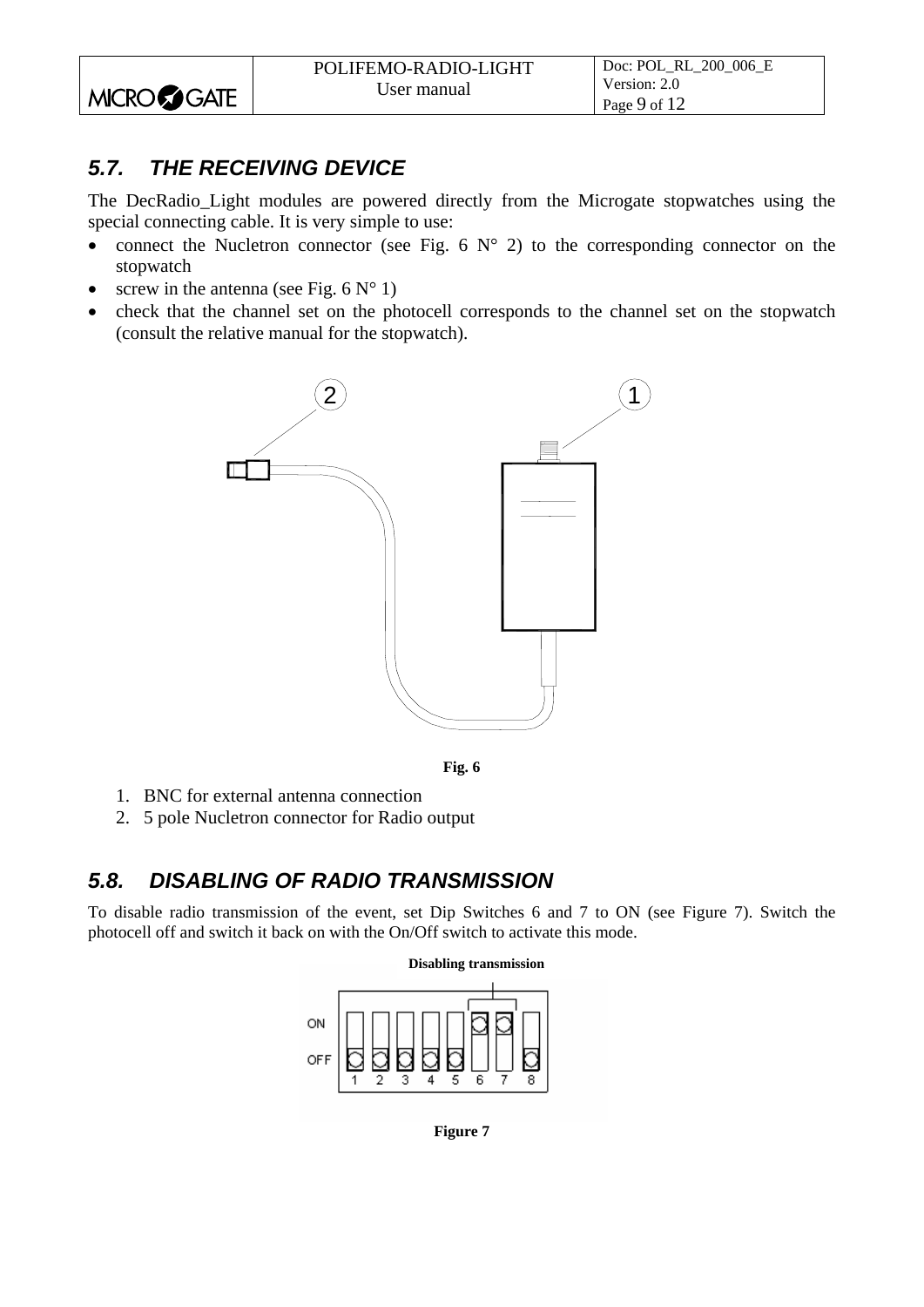## 5.7. THE RECEIVING DEVICE

The DecRadio_Light modules are powered directly from the Microgate stopwatches using the special connecting cable. It is very simple to use:

- connect the Nucletron connector (see Fig. 6 N° 2) to the corresponding connector on the stopwatch
- screw in the antenna (see Fig. 6 N° 1)
- check that the channel set on the photocell corresponds to the channel set on the stopwatch (consult the relative manual for the stopwatch).

**Fig. 6**

1. BNC for external antenna connection
2. 5 pole Nucletron connector for Radio output

## 5.8. DISABLING OF RADIO TRANSMISSION

To disable radio transmission of the event, set Dip Switches 6 and 7 to ON (see Figure 7). Switch the photocell off and switch it back on with the On/Off switch to activate this mode.

**Figure 7**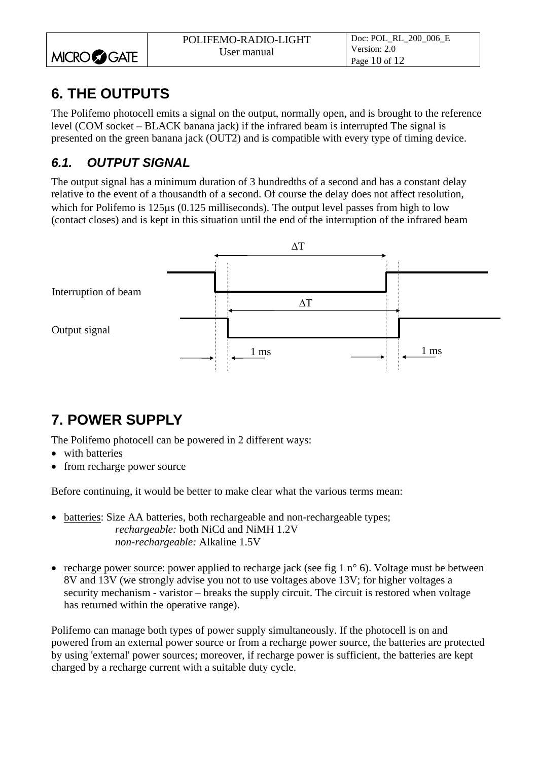# 6. THE OUTPUTS

The Polifemo photocell emits a signal on the output, normally open, and is brought to the reference level (COM socket – BLACK banana jack) if the infrared beam is interrupted The signal is presented on the green banana jack (OUT2) and is compatible with every type of timing device.

## *6.1. OUTPUT SIGNAL*

The output signal has a minimum duration of 3 hundredths of a second and has a constant delay relative to the event of a thousandth of a second. Of course the delay does not affect resolution, which for Polifemo is 125μs (0.125 milliseconds). The output level passes from high to low (contact closes) and is kept in this situation until the end of the interruption of the infrared beam

ΔT

Interruption of beam

ΔT

Output signal

1 ms

1 ms

# 7. POWER SUPPLY

The Polifemo photocell can be powered in 2 different ways:

- with batteries
- from recharge power source

Before continuing, it would be better to make clear what the various terms mean:

- batteries: Size AA batteries, both rechargeable and non-rechargeable types;
  *rechargeable:* both NiCd and NiMH 1.2V
  *non-rechargeable:* Alkaline 1.5V

- recharge power source: power applied to recharge jack (see fig 1 n° 6). Voltage must be between 8V and 13V (we strongly advise you not to use voltages above 13V; for higher voltages a security mechanism - varistor – breaks the supply circuit. The circuit is restored when voltage has returned within the operative range).

Polifemo can manage both types of power supply simultaneously. If the photocell is on and powered from an external power source or from a recharge power source, the batteries are protected by using 'external' power sources; moreover, if recharge power is sufficient, the batteries are kept charged by a recharge current with a suitable duty cycle.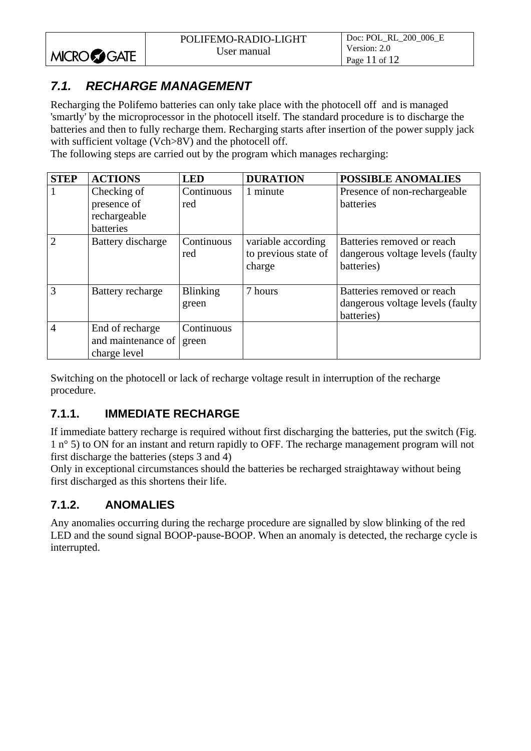## 7.1. *RECHARGE MANAGEMENT*

Recharging the Polifemo batteries can only take place with the photocell off and is managed 'smartly' by the microprocessor in the photocell itself. The standard procedure is to discharge the batteries and then to fully recharge them. Recharging starts after insertion of the power supply jack with sufficient voltage (Vch>8V) and the photocell off.
The following steps are carried out by the program which manages recharging:

| STEP | ACTIONS | LED | DURATION | POSSIBLE ANOMALIES |
|---|---|---|---|---|
| 1 | Checking of presence of rechargeable batteries | Continuous red | 1 minute | Presence of non-rechargeable batteries |
| 2 | Battery discharge | Continuous red | variable according to previous state of charge | Batteries removed or reach dangerous voltage levels (faulty batteries) |
| 3 | Battery recharge | Blinking green | 7 hours | Batteries removed or reach dangerous voltage levels (faulty batteries) |
| 4 | End of recharge and maintenance of charge level | Continuous green | | |

Switching on the photocell or lack of recharge voltage result in interruption of the recharge procedure.

### 7.1.1. IMMEDIATE RECHARGE

If immediate battery recharge is required without first discharging the batteries, put the switch (Fig. 1 n° 5) to ON for an instant and return rapidly to OFF. The recharge management program will not first discharge the batteries (steps 3 and 4)
Only in exceptional circumstances should the batteries be recharged straightaway without being first discharged as this shortens their life.

### 7.1.2. ANOMALIES

Any anomalies occurring during the recharge procedure are signalled by slow blinking of the red LED and the sound signal BOOP-pause-BOOP. When an anomaly is detected, the recharge cycle is interrupted.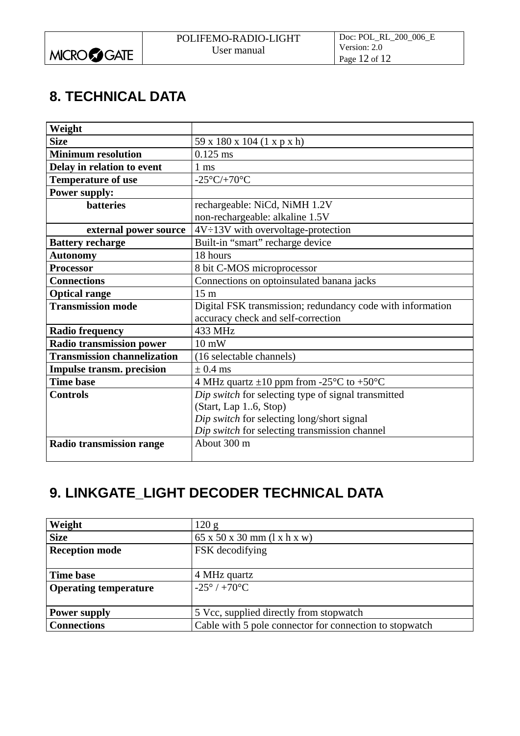# 8. TECHNICAL DATA

| | |
|---|---|
| **Weight** | |
| **Size** | 59 x 180 x 104 (1 x p x h) |
| **Minimum resolution** | 0.125 ms |
| **Delay in relation to event** | 1 ms |
| **Temperature of use** | -25°C/+70°C |
| **Power supply:** | |
| **batteries** | rechargeable: NiCd, NiMH 1.2V<br>non-rechargeable: alkaline 1.5V |
| **external power source** | 4V÷13V with overvoltage-protection |
| **Battery recharge** | Built-in “smart” recharge device |
| **Autonomy** | 18 hours |
| **Processor** | 8 bit C-MOS microprocessor |
| **Connections** | Connections on optoinsulated banana jacks |
| **Optical range** | 15 m |
| **Transmission mode** | Digital FSK transmission; redundancy code with information accuracy check and self-correction |
| **Radio frequency** | 433 MHz |
| **Radio transmission power** | 10 mW |
| **Transmission channelization** | (16 selectable channels) |
| **Impulse transm. precision** | ± 0.4 ms |
| **Time base** | 4 MHz quartz ±10 ppm from -25°C to +50°C |
| **Controls** | *Dip switch* for selecting type of signal transmitted (Start, Lap 1..6, Stop)<br>*Dip switch* for selecting long/short signal<br>*Dip switch* for selecting transmission channel |
| **Radio transmission range** | About 300 m |

# 9. LINKGATE_LIGHT DECODER TECHNICAL DATA

| | |
|---|---|
| **Weight** | 120 g |
| **Size** | 65 x 50 x 30 mm (l x h x w) |
| **Reception mode** | FSK decodifying |
| **Time base** | 4 MHz quartz |
| **Operating temperature** | -25° / +70°C |
| **Power supply** | 5 Vcc, supplied directly from stopwatch |
| **Connections** | Cable with 5 pole connector for connection to stopwatch |